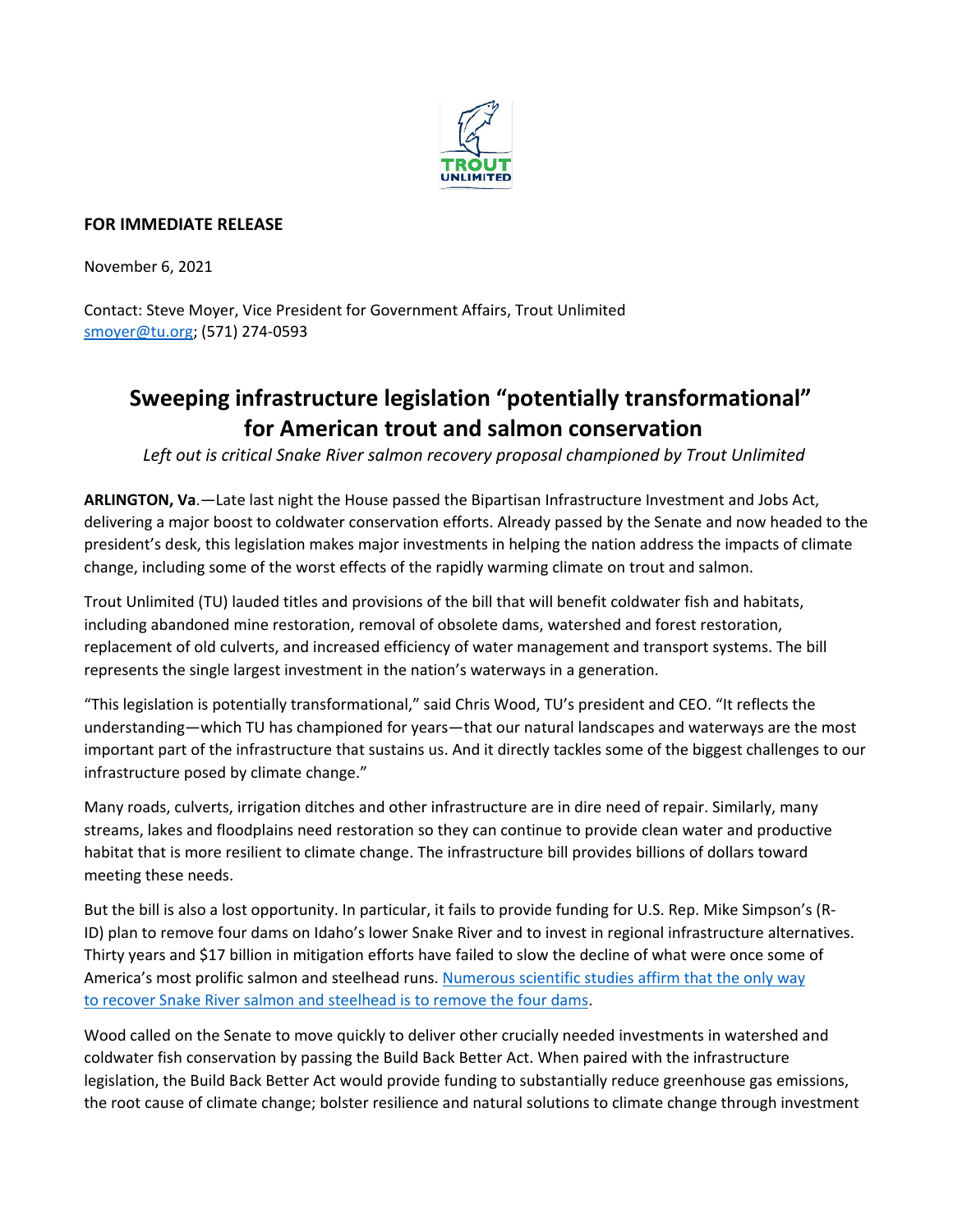**FOR IMMEDIATE RELEASE**

November 6, 2021

Contact: Steve Moyer, Vice President for Government Affairs, Trout Unlimited
smoyer@tu.org; (571) 274-0593

# Sweeping infrastructure legislation "potentially transformational" for American trout and salmon conservation

*Left out is critical Snake River salmon recovery proposal championed by Trout Unlimited*

**ARLINGTON, Va**.—Late last night the House passed the Bipartisan Infrastructure Investment and Jobs Act, delivering a major boost to coldwater conservation efforts. Already passed by the Senate and now headed to the president's desk, this legislation makes major investments in helping the nation address the impacts of climate change, including some of the worst effects of the rapidly warming climate on trout and salmon.

Trout Unlimited (TU) lauded titles and provisions of the bill that will benefit coldwater fish and habitats, including abandoned mine restoration, removal of obsolete dams, watershed and forest restoration, replacement of old culverts, and increased efficiency of water management and transport systems. The bill represents the single largest investment in the nation's waterways in a generation.

"This legislation is potentially transformational," said Chris Wood, TU's president and CEO. "It reflects the understanding—which TU has championed for years—that our natural landscapes and waterways are the most important part of the infrastructure that sustains us. And it directly tackles some of the biggest challenges to our infrastructure posed by climate change."

Many roads, culverts, irrigation ditches and other infrastructure are in dire need of repair. Similarly, many streams, lakes and floodplains need restoration so they can continue to provide clean water and productive habitat that is more resilient to climate change. The infrastructure bill provides billions of dollars toward meeting these needs.

But the bill is also a lost opportunity. In particular, it fails to provide funding for U.S. Rep. Mike Simpson's (R-ID) plan to remove four dams on Idaho's lower Snake River and to invest in regional infrastructure alternatives. Thirty years and $17 billion in mitigation efforts have failed to slow the decline of what were once some of America's most prolific salmon and steelhead runs. Numerous scientific studies affirm that the only way to recover Snake River salmon and steelhead is to remove the four dams.

Wood called on the Senate to move quickly to deliver other crucially needed investments in watershed and coldwater fish conservation by passing the Build Back Better Act. When paired with the infrastructure legislation, the Build Back Better Act would provide funding to substantially reduce greenhouse gas emissions, the root cause of climate change; bolster resilience and natural solutions to climate change through investment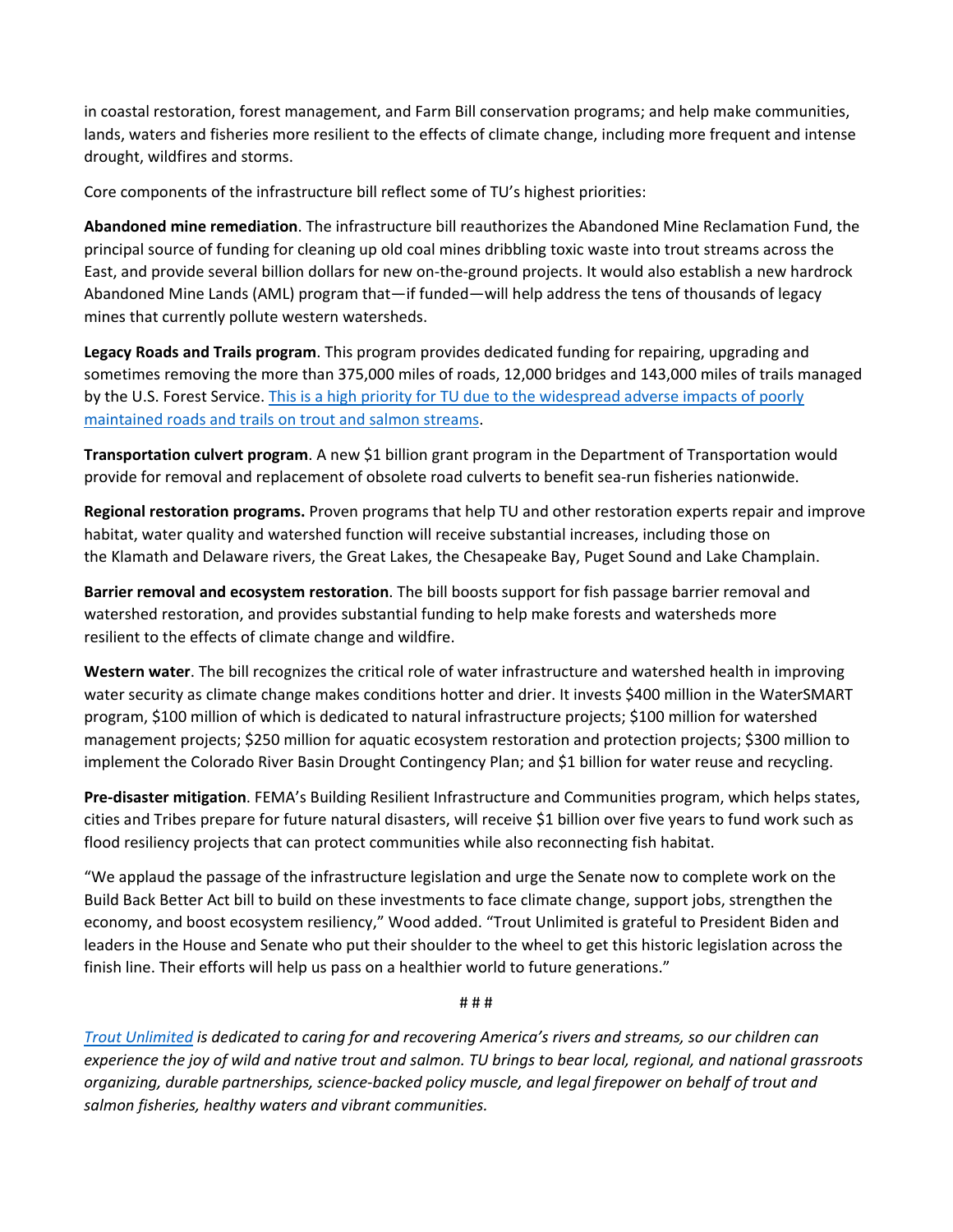in coastal restoration, forest management, and Farm Bill conservation programs; and help make communities, lands, waters and fisheries more resilient to the effects of climate change, including more frequent and intense drought, wildfires and storms.

Core components of the infrastructure bill reflect some of TU's highest priorities:

**Abandoned mine remediation**. The infrastructure bill reauthorizes the Abandoned Mine Reclamation Fund, the principal source of funding for cleaning up old coal mines dribbling toxic waste into trout streams across the East, and provide several billion dollars for new on-the-ground projects. It would also establish a new hardrock Abandoned Mine Lands (AML) program that—if funded—will help address the tens of thousands of legacy mines that currently pollute western watersheds.

**Legacy Roads and Trails program**. This program provides dedicated funding for repairing, upgrading and sometimes removing the more than 375,000 miles of roads, 12,000 bridges and 143,000 miles of trails managed by the U.S. Forest Service. This is a high priority for TU due to the widespread adverse impacts of poorly maintained roads and trails on trout and salmon streams.

**Transportation culvert program**. A new $1 billion grant program in the Department of Transportation would provide for removal and replacement of obsolete road culverts to benefit sea-run fisheries nationwide.

**Regional restoration programs.** Proven programs that help TU and other restoration experts repair and improve habitat, water quality and watershed function will receive substantial increases, including those on the Klamath and Delaware rivers, the Great Lakes, the Chesapeake Bay, Puget Sound and Lake Champlain.

**Barrier removal and ecosystem restoration**. The bill boosts support for fish passage barrier removal and watershed restoration, and provides substantial funding to help make forests and watersheds more resilient to the effects of climate change and wildfire.

**Western water**. The bill recognizes the critical role of water infrastructure and watershed health in improving water security as climate change makes conditions hotter and drier. It invests $400 million in the WaterSMART program, $100 million of which is dedicated to natural infrastructure projects; $100 million for watershed management projects; $250 million for aquatic ecosystem restoration and protection projects; $300 million to implement the Colorado River Basin Drought Contingency Plan; and $1 billion for water reuse and recycling.

**Pre-disaster mitigation**. FEMA's Building Resilient Infrastructure and Communities program, which helps states, cities and Tribes prepare for future natural disasters, will receive $1 billion over five years to fund work such as flood resiliency projects that can protect communities while also reconnecting fish habitat.

"We applaud the passage of the infrastructure legislation and urge the Senate now to complete work on the Build Back Better Act bill to build on these investments to face climate change, support jobs, strengthen the economy, and boost ecosystem resiliency," Wood added. "Trout Unlimited is grateful to President Biden and leaders in the House and Senate who put their shoulder to the wheel to get this historic legislation across the finish line. Their efforts will help us pass on a healthier world to future generations."

# # #

*Trout Unlimited is dedicated to caring for and recovering America's rivers and streams, so our children can experience the joy of wild and native trout and salmon. TU brings to bear local, regional, and national grassroots organizing, durable partnerships, science-backed policy muscle, and legal firepower on behalf of trout and salmon fisheries, healthy waters and vibrant communities.*